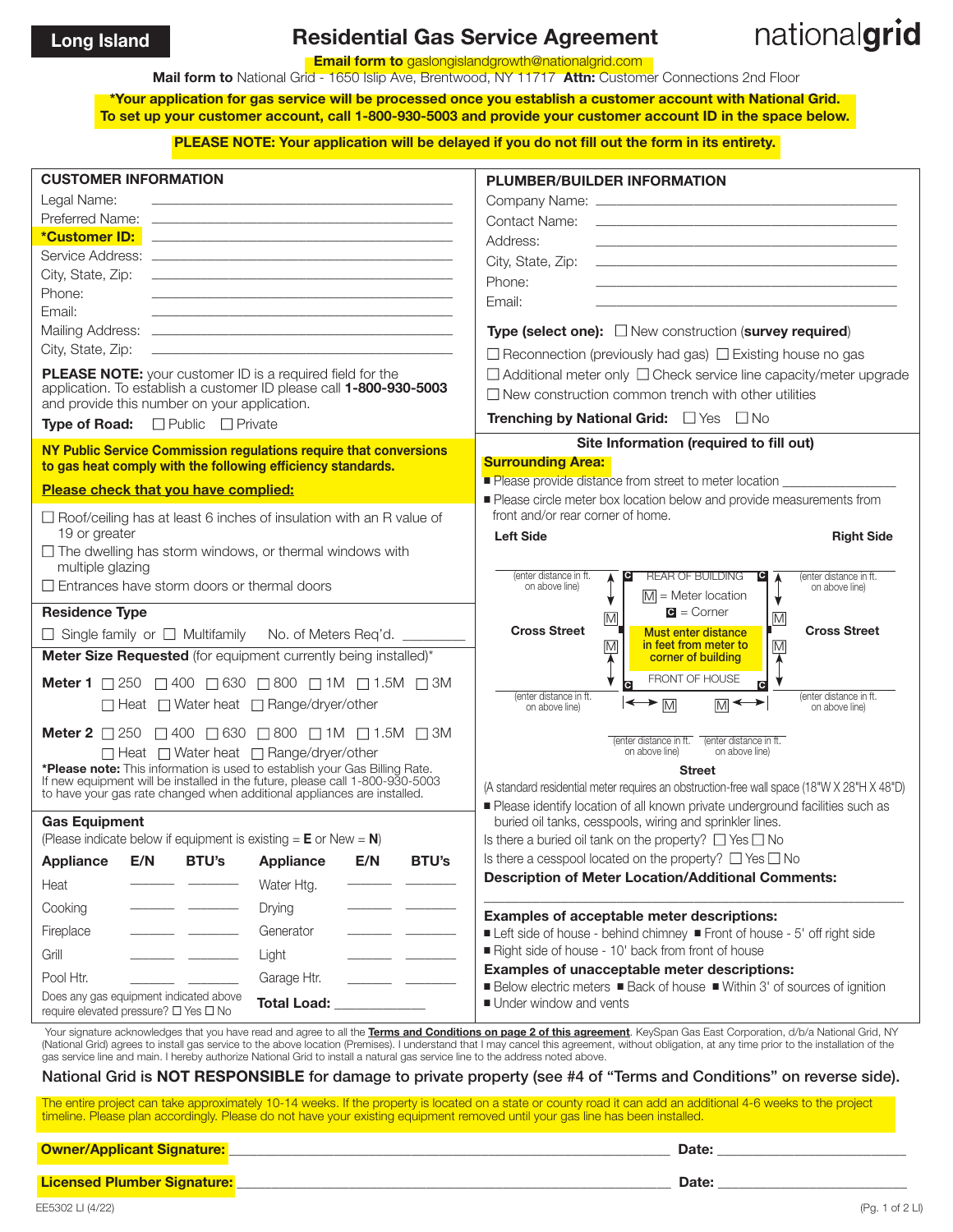**Long Island**

# Residential Gas Service Agreement

nationalgrid

**Email form to** gaslongislandgrowth@nationalgrid.com

**Mail form to** National Grid - 1650 Islip Ave, Brentwood, NY 11717 **Attn:** Customer Connections 2nd Floor

**\*Your application for gas service will be processed once you establish a customer account with National Grid. To set up your customer account, call 1-800-930-5003 and provide your customer account ID in the space below.**

**PLEASE NOTE: Your application will be delayed if you do not fill out the form in its entirety.**

## CUSTOMER INFORMATION

Legal Name: ______________________________

Preferred Name: ______________________________

**\*Customer ID:** ______________________________

Service Address: ______________________________

City, State, Zip: ______________________________

Phone: ______________________________

Email: ______________________________

Mailing Address: ______________________________

City, State, Zip: ______________________________

**PLEASE NOTE:** your customer ID is a required field for the application. To establish a customer ID please call **1-800-930-5003** and provide this number on your application.

**Type of Road:** ☐ Public ☐ Private

**NY Public Service Commission regulations require that conversions to gas heat comply with the following efficiency standards.**

**Please check that you have complied:**

- ☐ Roof/ceiling has at least 6 inches of insulation with an R value of 19 or greater
- ☐ The dwelling has storm windows, or thermal windows with multiple glazing
- ☐ Entrances have storm doors or thermal doors

**Residence Type**

☐ Single family or ☐ Multifamily No. of Meters Req'd. ________

**Meter Size Requested** (for equipment currently being installed)\*

**Meter 1** ☐ 250 ☐ 400 ☐ 630 ☐ 800 ☐ 1M ☐ 1.5M ☐ 3M
☐ Heat ☐ Water heat ☐ Range/dryer/other

**Meter 2** ☐ 250 ☐ 400 ☐ 630 ☐ 800 ☐ 1M ☐ 1.5M ☐ 3M
☐ Heat ☐ Water heat ☐ Range/dryer/other

**\*Please note:** This information is used to establish your Gas Billing Rate. If new equipment will be installed in the future, please call 1-800-930-5003 to have your gas rate changed when additional appliances are installed.

**Gas Equipment**

(Please indicate below if equipment is existing = **E** or New = **N**)

| Appliance | E/N | BTU's | Appliance | E/N | BTU's |
|---|---|---|---|---|---|
| Heat | ____ | ____ | Water Htg. | ____ | ____ |
| Cooking | ____ | ____ | Drying | ____ | ____ |
| Fireplace | ____ | ____ | Generator | ____ | ____ |
| Grill | ____ | ____ | Light | ____ | ____ |
| Pool Htr. | ____ | ____ | Garage Htr. | ____ | ____ |

Does any gas equipment indicated above require elevated pressure? ☐ Yes ☐ No

**Total Load:** ____________

## PLUMBER/BUILDER INFORMATION

Company Name: ______________________________

Contact Name: ______________________________

Address: ______________________________

City, State, Zip: ______________________________

Phone: ______________________________

Email: ______________________________

**Type (select one):** ☐ New construction (**survey required**)
☐ Reconnection (previously had gas) ☐ Existing house no gas
☐ Additional meter only ☐ Check service line capacity/meter upgrade
☐ New construction common trench with other utilities

**Trenching by National Grid:** ☐ Yes ☐ No

**Site Information (required to fill out)**

**Surrounding Area:**

- Please provide distance from street to meter location ______________
- Please circle meter box location below and provide measurements from front and/or rear corner of home.

Left Side / Right Side

Cross Street — REAR OF BUILDING — Cross Street

(enter distance in ft. on above line)

M = Meter location
C = Corner

**Must enter distance in feet from meter to corner of building**

FRONT OF HOUSE

(enter distance in ft. on above line)

Street

(A standard residential meter requires an obstruction-free wall space (18"W X 28"H X 48"D)

- Please identify location of all known private underground facilities such as buried oil tanks, cesspools, wiring and sprinkler lines.

Is there a buried oil tank on the property? ☐ Yes ☐ No

Is there a cesspool located on the property? ☐ Yes ☐ No

**Description of Meter Location/Additional Comments:**

______________________________

**Examples of acceptable meter descriptions:**

- Left side of house - behind chimney
- Front of house - 5' off right side
- Right side of house - 10' back from front of house

**Examples of unacceptable meter descriptions:**

- Below electric meters
- Back of house
- Within 3' of sources of ignition
- Under window and vents

Your signature acknowledges that you have read and agree to all the **Terms and Conditions on page 2 of this agreement**. KeySpan Gas East Corporation, d/b/a National Grid, NY (National Grid) agrees to install gas service to the above location (Premises). I understand that I may cancel this agreement, without obligation, at any time prior to the installation of the gas service line and main. I hereby authorize National Grid to install a natural gas service line to the address noted above.

**National Grid is NOT RESPONSIBLE for damage to private property (see #4 of "Terms and Conditions" on reverse side).**

The entire project can take approximately 10-14 weeks. If the property is located on a state or county road it can add an additional 4-6 weeks to the project timeline. Please plan accordingly. Please do not have your existing equipment removed until your gas line has been installed.

**Owner/Applicant Signature:** ______________________________ **Date:** ______________

**Licensed Plumber Signature:** ______________________________ **Date:** ______________

EE5302 LI (4/22)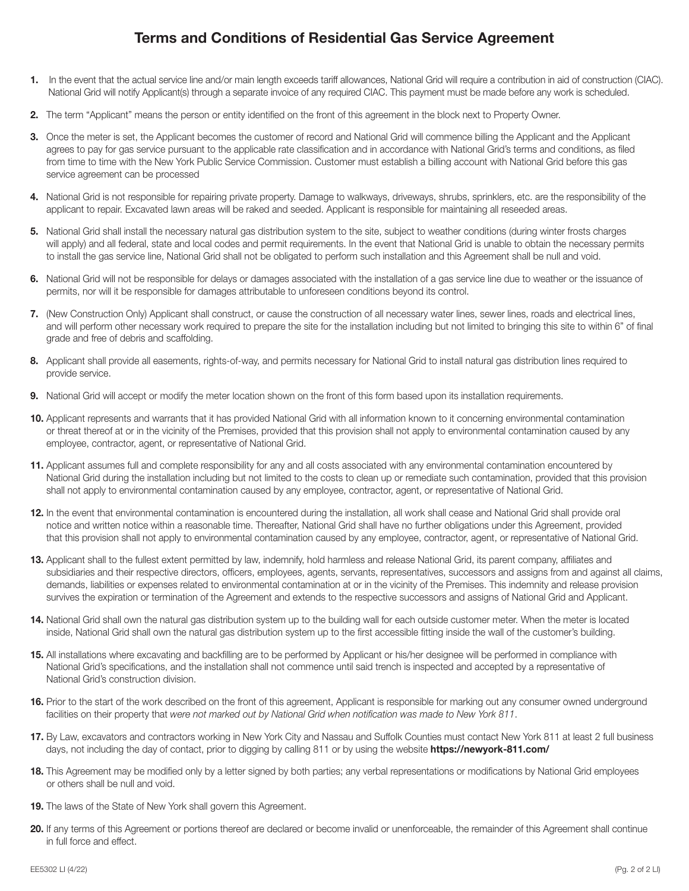# Terms and Conditions of Residential Gas Service Agreement

1. In the event that the actual service line and/or main length exceeds tariff allowances, National Grid will require a contribution in aid of construction (CIAC). National Grid will notify Applicant(s) through a separate invoice of any required CIAC. This payment must be made before any work is scheduled.

2. The term "Applicant" means the person or entity identified on the front of this agreement in the block next to Property Owner.

3. Once the meter is set, the Applicant becomes the customer of record and National Grid will commence billing the Applicant and the Applicant agrees to pay for gas service pursuant to the applicable rate classification and in accordance with National Grid's terms and conditions, as filed from time to time with the New York Public Service Commission. Customer must establish a billing account with National Grid before this gas service agreement can be processed

4. National Grid is not responsible for repairing private property. Damage to walkways, driveways, shrubs, sprinklers, etc. are the responsibility of the applicant to repair. Excavated lawn areas will be raked and seeded. Applicant is responsible for maintaining all reseeded areas.

5. National Grid shall install the necessary natural gas distribution system to the site, subject to weather conditions (during winter frosts charges will apply) and all federal, state and local codes and permit requirements. In the event that National Grid is unable to obtain the necessary permits to install the gas service line, National Grid shall not be obligated to perform such installation and this Agreement shall be null and void.

6. National Grid will not be responsible for delays or damages associated with the installation of a gas service line due to weather or the issuance of permits, nor will it be responsible for damages attributable to unforeseen conditions beyond its control.

7. (New Construction Only) Applicant shall construct, or cause the construction of all necessary water lines, sewer lines, roads and electrical lines, and will perform other necessary work required to prepare the site for the installation including but not limited to bringing this site to within 6" of final grade and free of debris and scaffolding.

8. Applicant shall provide all easements, rights-of-way, and permits necessary for National Grid to install natural gas distribution lines required to provide service.

9. National Grid will accept or modify the meter location shown on the front of this form based upon its installation requirements.

10. Applicant represents and warrants that it has provided National Grid with all information known to it concerning environmental contamination or threat thereof at or in the vicinity of the Premises, provided that this provision shall not apply to environmental contamination caused by any employee, contractor, agent, or representative of National Grid.

11. Applicant assumes full and complete responsibility for any and all costs associated with any environmental contamination encountered by National Grid during the installation including but not limited to the costs to clean up or remediate such contamination, provided that this provision shall not apply to environmental contamination caused by any employee, contractor, agent, or representative of National Grid.

12. In the event that environmental contamination is encountered during the installation, all work shall cease and National Grid shall provide oral notice and written notice within a reasonable time. Thereafter, National Grid shall have no further obligations under this Agreement, provided that this provision shall not apply to environmental contamination caused by any employee, contractor, agent, or representative of National Grid.

13. Applicant shall to the fullest extent permitted by law, indemnify, hold harmless and release National Grid, its parent company, affiliates and subsidiaries and their respective directors, officers, employees, agents, servants, representatives, successors and assigns from and against all claims, demands, liabilities or expenses related to environmental contamination at or in the vicinity of the Premises. This indemnity and release provision survives the expiration or termination of the Agreement and extends to the respective successors and assigns of National Grid and Applicant.

14. National Grid shall own the natural gas distribution system up to the building wall for each outside customer meter. When the meter is located inside, National Grid shall own the natural gas distribution system up to the first accessible fitting inside the wall of the customer's building.

15. All installations where excavating and backfilling are to be performed by Applicant or his/her designee will be performed in compliance with National Grid's specifications, and the installation shall not commence until said trench is inspected and accepted by a representative of National Grid's construction division.

16. Prior to the start of the work described on the front of this agreement, Applicant is responsible for marking out any consumer owned underground facilities on their property that *were not marked out by National Grid when notification was made to New York 811*.

17. By Law, excavators and contractors working in New York City and Nassau and Suffolk Counties must contact New York 811 at least 2 full business days, not including the day of contact, prior to digging by calling 811 or by using the website **https://newyork-811.com/**

18. This Agreement may be modified only by a letter signed by both parties; any verbal representations or modifications by National Grid employees or others shall be null and void.

19. The laws of the State of New York shall govern this Agreement.

20. If any terms of this Agreement or portions thereof are declared or become invalid or unenforceable, the remainder of this Agreement shall continue in full force and effect.

EE5302 LI (4/22)